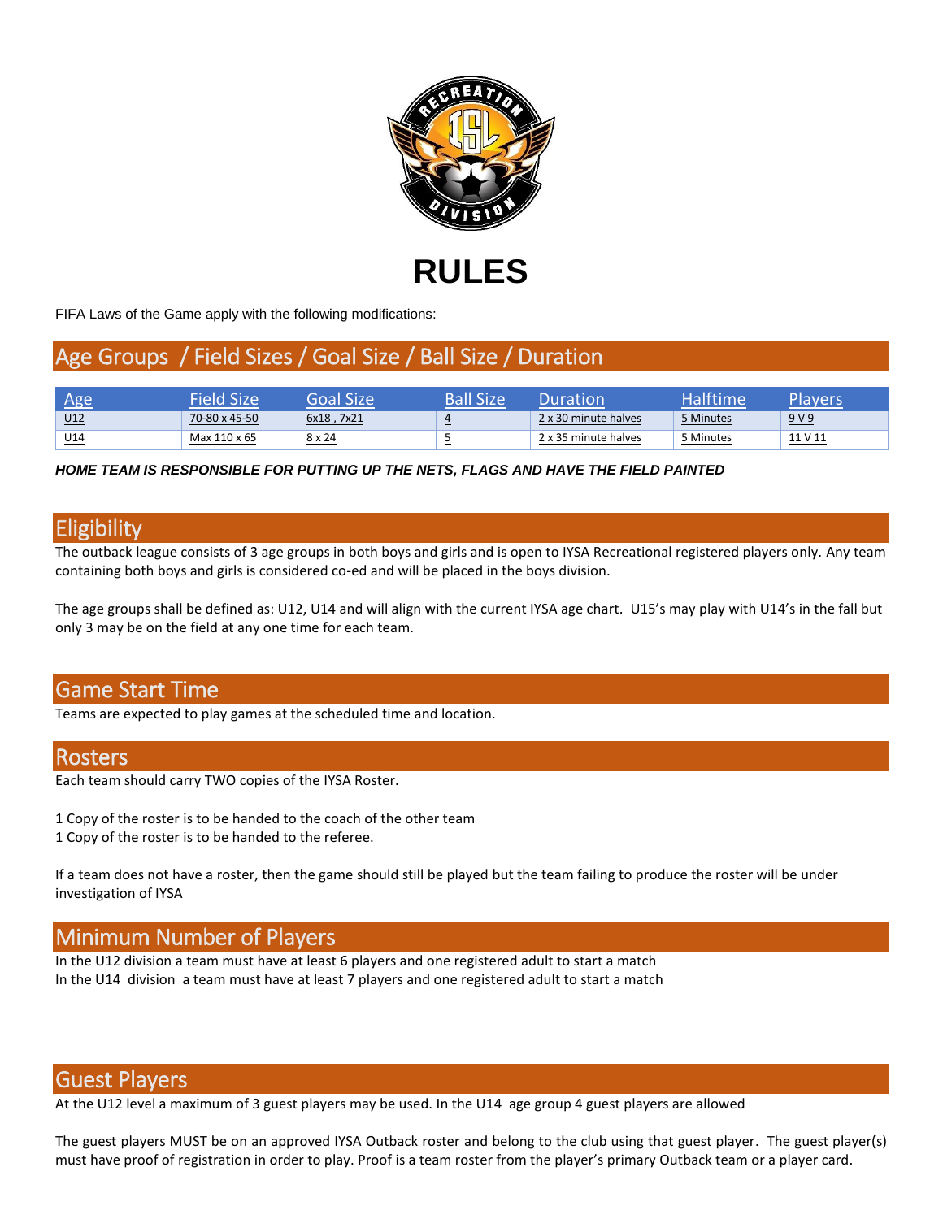# RULES

FIFA Laws of the Game apply with the following modifications:

## Age Groups / Field Sizes / Goal Size / Ball Size / Duration

| Age | Field Size | Goal Size | Ball Size | Duration | Halftime | Players |
|---|---|---|---|---|---|---|
| U12 | 70-80 x 45-50 | 6x18 , 7x21 | 4 | 2 x 30 minute halves | 5 Minutes | 9 V 9 |
| U14 | Max 110 x 65 | 8 x 24 | 5 | 2 x 35 minute halves | 5 Minutes | 11 V 11 |

***HOME TEAM IS RESPONSIBLE FOR PUTTING UP THE NETS, FLAGS AND HAVE THE FIELD PAINTED***

## Eligibility

The outback league consists of 3 age groups in both boys and girls and is open to IYSA Recreational registered players only. Any team containing both boys and girls is considered co-ed and will be placed in the boys division.

The age groups shall be defined as: U12, U14 and will align with the current IYSA age chart. U15's may play with U14's in the fall but only 3 may be on the field at any one time for each team.

## Game Start Time

Teams are expected to play games at the scheduled time and location.

## Rosters

Each team should carry TWO copies of the IYSA Roster.

1 Copy of the roster is to be handed to the coach of the other team
1 Copy of the roster is to be handed to the referee.

If a team does not have a roster, then the game should still be played but the team failing to produce the roster will be under investigation of IYSA

## Minimum Number of Players

In the U12 division a team must have at least 6 players and one registered adult to start a match
In the U14 division a team must have at least 7 players and one registered adult to start a match

## Guest Players

At the U12 level a maximum of 3 guest players may be used. In the U14 age group 4 guest players are allowed

The guest players MUST be on an approved IYSA Outback roster and belong to the club using that guest player. The guest player(s) must have proof of registration in order to play. Proof is a team roster from the player's primary Outback team or a player card.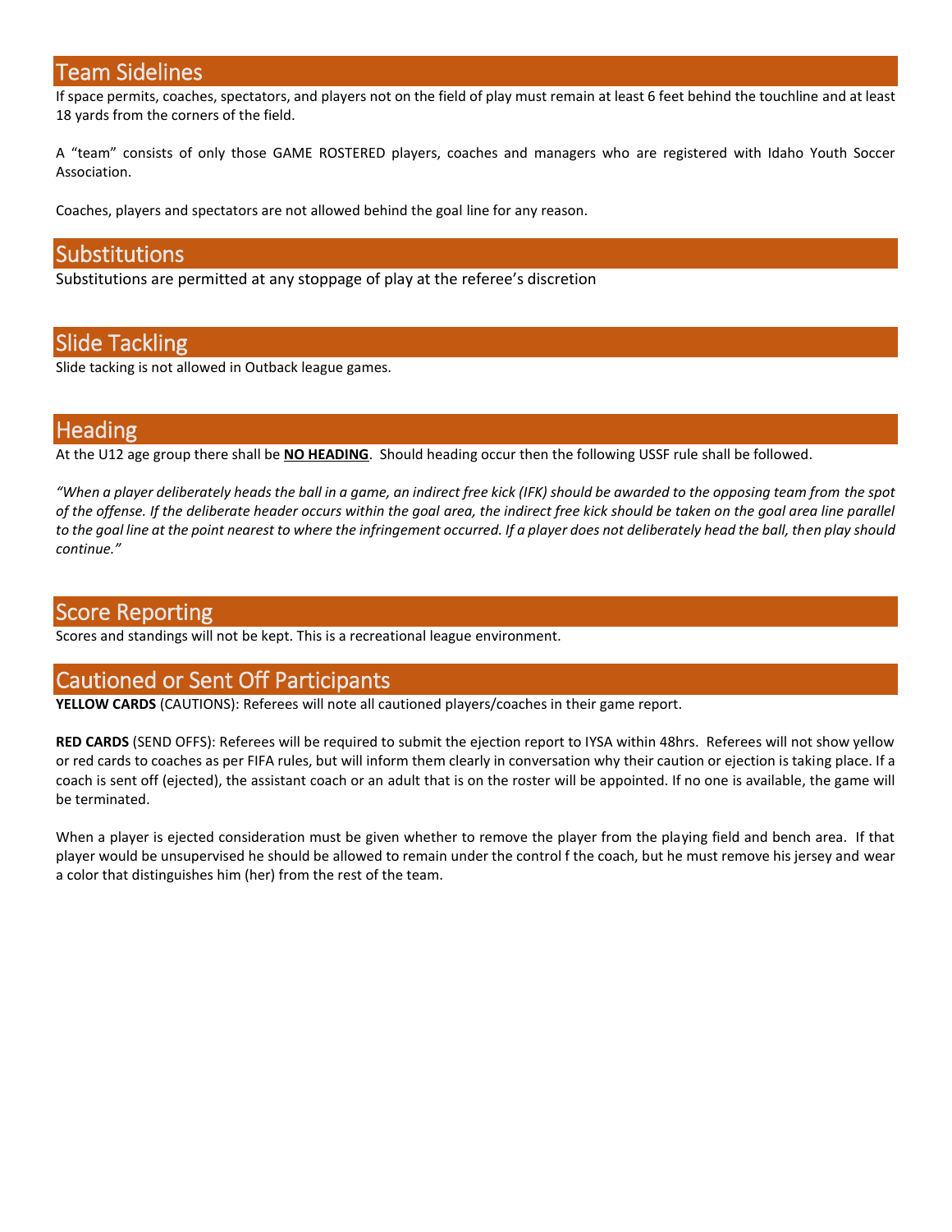## Team Sidelines

If space permits, coaches, spectators, and players not on the field of play must remain at least 6 feet behind the touchline and at least 18 yards from the corners of the field.

A "team" consists of only those GAME ROSTERED players, coaches and managers who are registered with Idaho Youth Soccer Association.

Coaches, players and spectators are not allowed behind the goal line for any reason.

## Substitutions

Substitutions are permitted at any stoppage of play at the referee's discretion

## Slide Tackling

Slide tacking is not allowed in Outback league games.

## Heading

At the U12 age group there shall be **NO HEADING**. Should heading occur then the following USSF rule shall be followed.

*"When a player deliberately heads the ball in a game, an indirect free kick (IFK) should be awarded to the opposing team from the spot of the offense. If the deliberate header occurs within the goal area, the indirect free kick should be taken on the goal area line parallel to the goal line at the point nearest to where the infringement occurred. If a player does not deliberately head the ball, then play should continue."*

## Score Reporting

Scores and standings will not be kept. This is a recreational league environment.

## Cautioned or Sent Off Participants

**YELLOW CARDS** (CAUTIONS): Referees will note all cautioned players/coaches in their game report.

**RED CARDS** (SEND OFFS): Referees will be required to submit the ejection report to IYSA within 48hrs. Referees will not show yellow or red cards to coaches as per FIFA rules, but will inform them clearly in conversation why their caution or ejection is taking place. If a coach is sent off (ejected), the assistant coach or an adult that is on the roster will be appointed. If no one is available, the game will be terminated.

When a player is ejected consideration must be given whether to remove the player from the playing field and bench area. If that player would be unsupervised he should be allowed to remain under the control f the coach, but he must remove his jersey and wear a color that distinguishes him (her) from the rest of the team.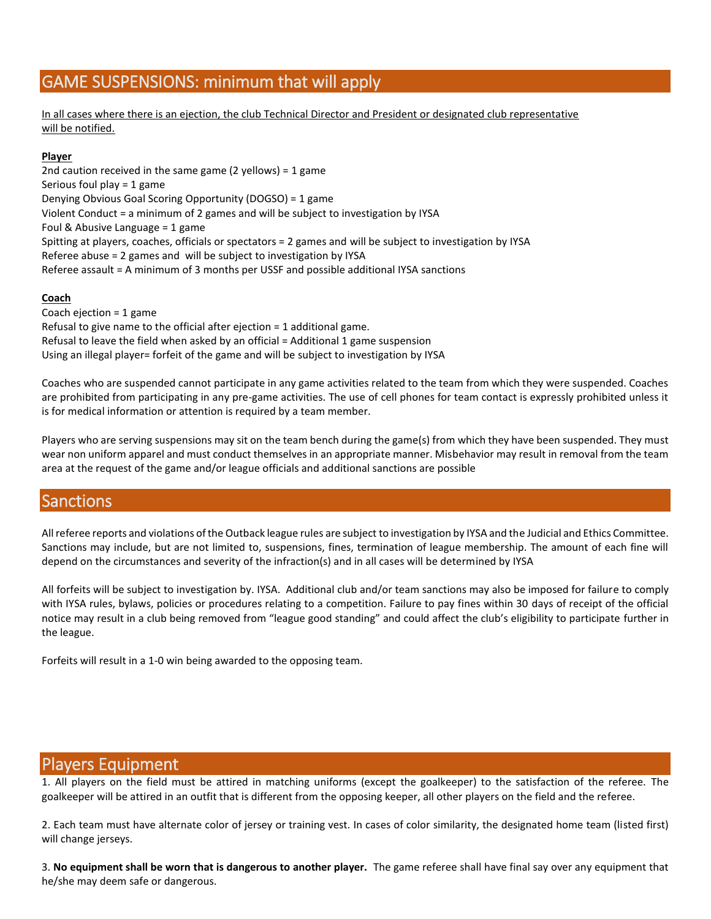## GAME SUSPENSIONS: minimum that will apply

In all cases where there is an ejection, the club Technical Director and President or designated club representative will be notified.

**Player**

2nd caution received in the same game (2 yellows) = 1 game
Serious foul play = 1 game
Denying Obvious Goal Scoring Opportunity (DOGSO) = 1 game
Violent Conduct = a minimum of 2 games and will be subject to investigation by IYSA
Foul & Abusive Language = 1 game
Spitting at players, coaches, officials or spectators = 2 games and will be subject to investigation by IYSA
Referee abuse = 2 games and will be subject to investigation by IYSA
Referee assault = A minimum of 3 months per USSF and possible additional IYSA sanctions

**Coach**

Coach ejection = 1 game
Refusal to give name to the official after ejection = 1 additional game.
Refusal to leave the field when asked by an official = Additional 1 game suspension
Using an illegal player= forfeit of the game and will be subject to investigation by IYSA

Coaches who are suspended cannot participate in any game activities related to the team from which they were suspended. Coaches are prohibited from participating in any pre-game activities. The use of cell phones for team contact is expressly prohibited unless it is for medical information or attention is required by a team member.

Players who are serving suspensions may sit on the team bench during the game(s) from which they have been suspended. They must wear non uniform apparel and must conduct themselves in an appropriate manner. Misbehavior may result in removal from the team area at the request of the game and/or league officials and additional sanctions are possible

## Sanctions

All referee reports and violations of the Outback league rules are subject to investigation by IYSA and the Judicial and Ethics Committee. Sanctions may include, but are not limited to, suspensions, fines, termination of league membership. The amount of each fine will depend on the circumstances and severity of the infraction(s) and in all cases will be determined by IYSA

All forfeits will be subject to investigation by. IYSA. Additional club and/or team sanctions may also be imposed for failure to comply with IYSA rules, bylaws, policies or procedures relating to a competition. Failure to pay fines within 30 days of receipt of the official notice may result in a club being removed from "league good standing" and could affect the club's eligibility to participate further in the league.

Forfeits will result in a 1-0 win being awarded to the opposing team.

## Players Equipment

1. All players on the field must be attired in matching uniforms (except the goalkeeper) to the satisfaction of the referee. The goalkeeper will be attired in an outfit that is different from the opposing keeper, all other players on the field and the referee.

2. Each team must have alternate color of jersey or training vest. In cases of color similarity, the designated home team (listed first) will change jerseys.

3. **No equipment shall be worn that is dangerous to another player.** The game referee shall have final say over any equipment that he/she may deem safe or dangerous.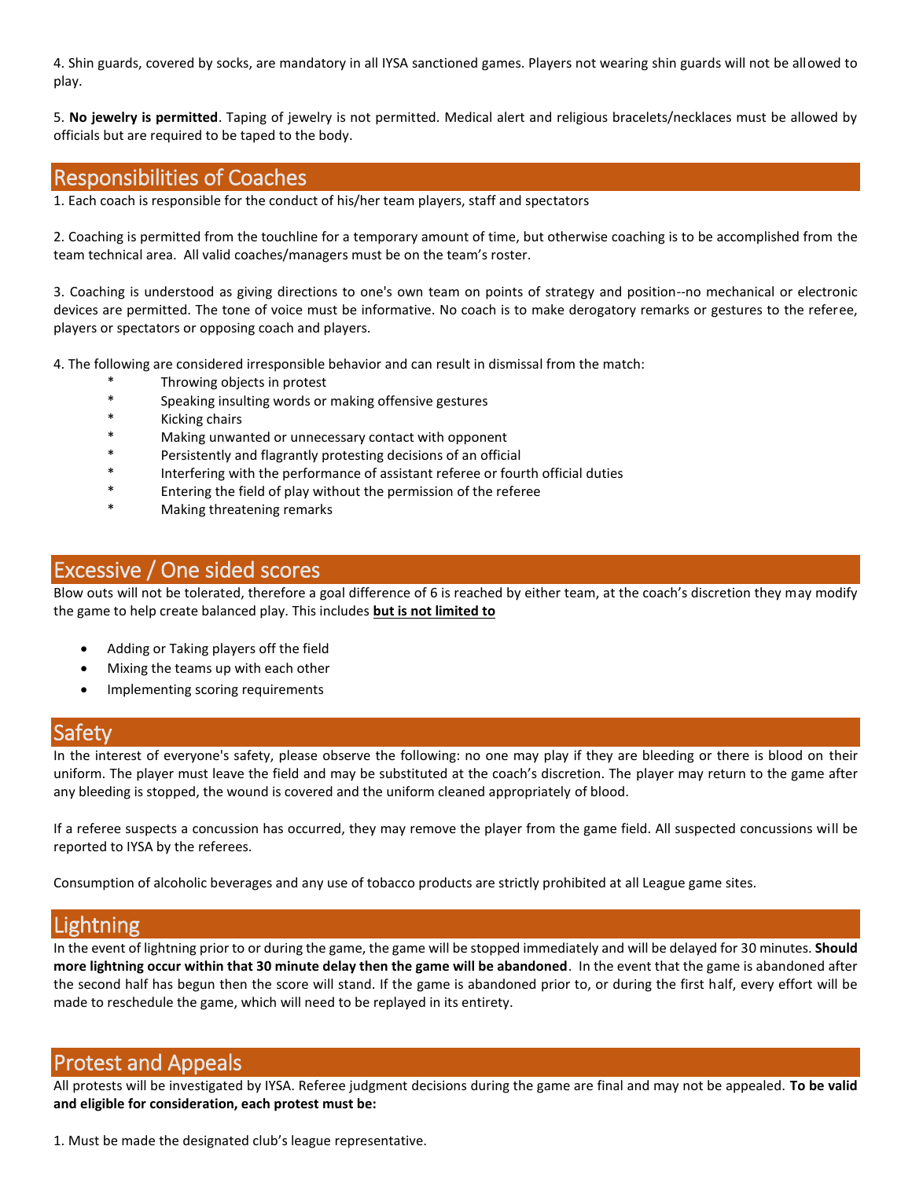4. Shin guards, covered by socks, are mandatory in all IYSA sanctioned games. Players not wearing shin guards will not be allowed to play.

5. **No jewelry is permitted**. Taping of jewelry is not permitted. Medical alert and religious bracelets/necklaces must be allowed by officials but are required to be taped to the body.

## Responsibilities of Coaches

1. Each coach is responsible for the conduct of his/her team players, staff and spectators

2. Coaching is permitted from the touchline for a temporary amount of time, but otherwise coaching is to be accomplished from the team technical area. All valid coaches/managers must be on the team's roster.

3. Coaching is understood as giving directions to one's own team on points of strategy and position--no mechanical or electronic devices are permitted. The tone of voice must be informative. No coach is to make derogatory remarks or gestures to the referee, players or spectators or opposing coach and players.

4. The following are considered irresponsible behavior and can result in dismissal from the match:

- Throwing objects in protest
- Speaking insulting words or making offensive gestures
- Kicking chairs
- Making unwanted or unnecessary contact with opponent
- Persistently and flagrantly protesting decisions of an official
- Interfering with the performance of assistant referee or fourth official duties
- Entering the field of play without the permission of the referee
- Making threatening remarks

## Excessive / One sided scores

Blow outs will not be tolerated, therefore a goal difference of 6 is reached by either team, at the coach's discretion they may modify the game to help create balanced play. This includes **<u>but is not limited to</u>**

- Adding or Taking players off the field
- Mixing the teams up with each other
- Implementing scoring requirements

## Safety

In the interest of everyone's safety, please observe the following: no one may play if they are bleeding or there is blood on their uniform. The player must leave the field and may be substituted at the coach's discretion. The player may return to the game after any bleeding is stopped, the wound is covered and the uniform cleaned appropriately of blood.

If a referee suspects a concussion has occurred, they may remove the player from the game field. All suspected concussions will be reported to IYSA by the referees.

Consumption of alcoholic beverages and any use of tobacco products are strictly prohibited at all League game sites.

## Lightning

In the event of lightning prior to or during the game, the game will be stopped immediately and will be delayed for 30 minutes. **Should more lightning occur within that 30 minute delay then the game will be abandoned**. In the event that the game is abandoned after the second half has begun then the score will stand. If the game is abandoned prior to, or during the first half, every effort will be made to reschedule the game, which will need to be replayed in its entirety.

## Protest and Appeals

All protests will be investigated by IYSA. Referee judgment decisions during the game are final and may not be appealed. **To be valid and eligible for consideration, each protest must be:**

1. Must be made the designated club's league representative.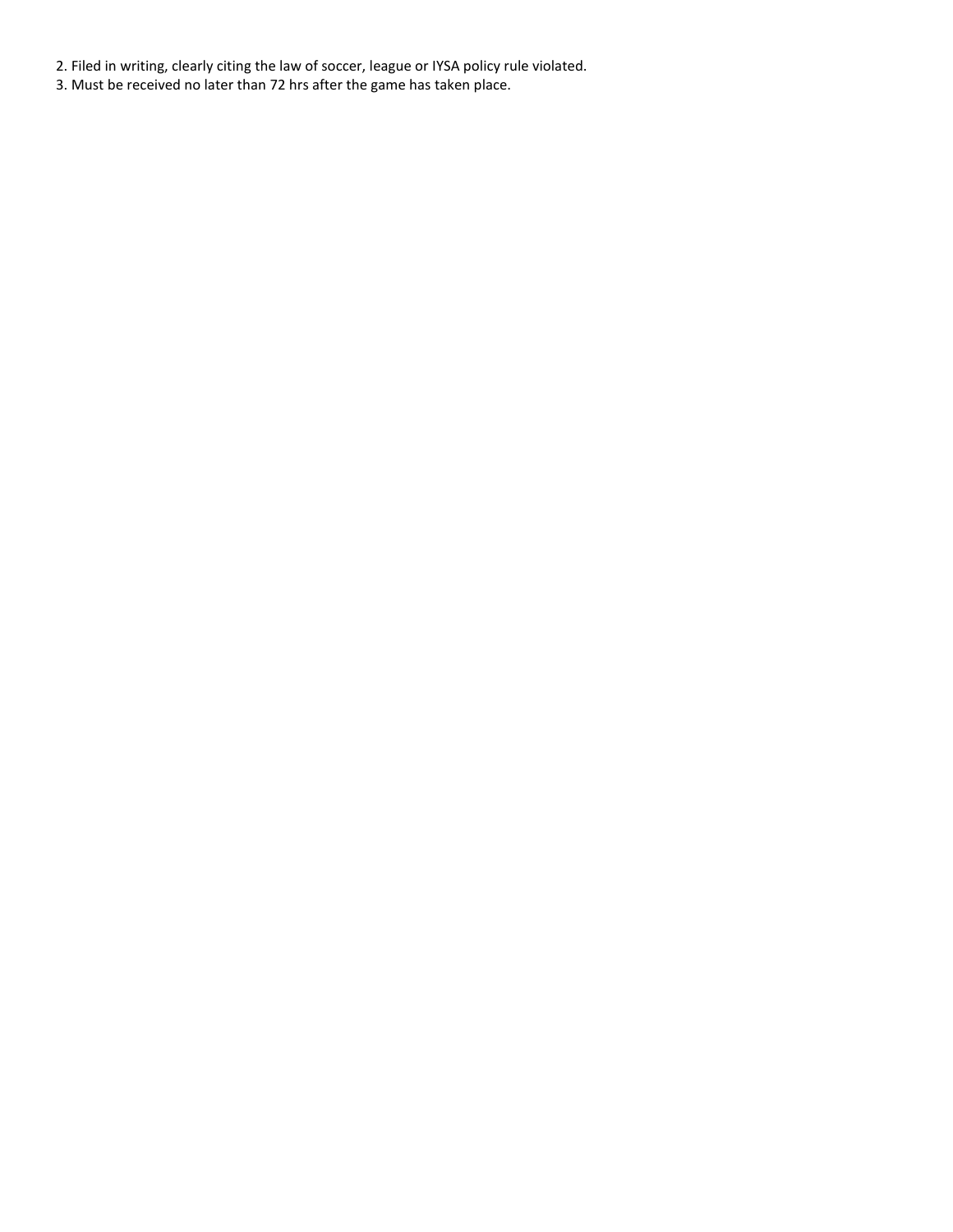2. Filed in writing, clearly citing the law of soccer, league or IYSA policy rule violated.
3. Must be received no later than 72 hrs after the game has taken place.